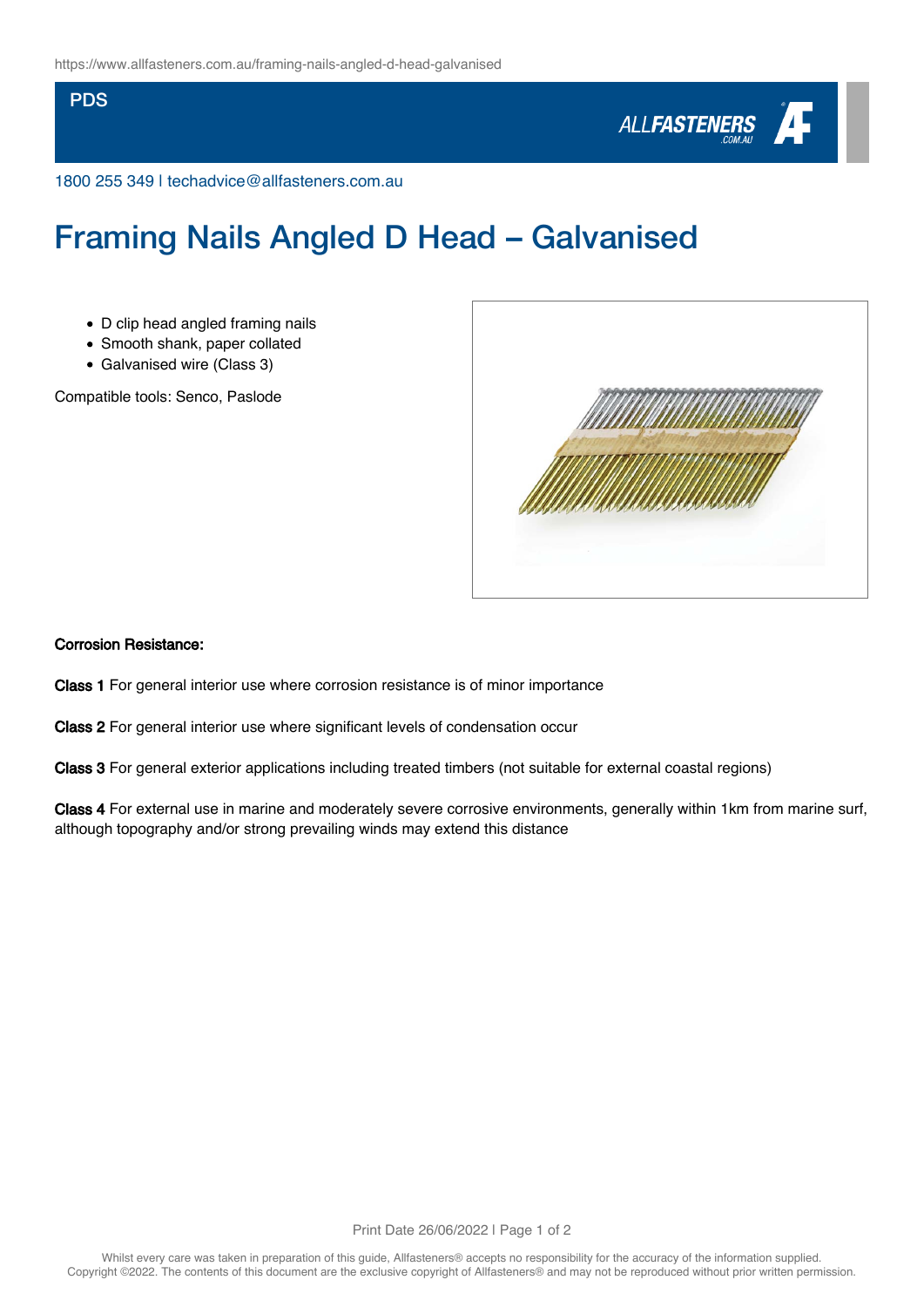PDS

1800 255 349 | techadvice@allfasteners.com.au

# Framing Nails Angled D Head – Galvanised

- D clip head angled framing nails
- Smooth shank, paper collated
- Galvanised wire (Class 3)

Compatible tools: Senco, Paslode

**Corrosion Resistance:**

**Class 1** For general interior use where corrosion resistance is of minor importance

**Class 2** For general interior use where significant levels of condensation occur

**Class 3** For general exterior applications including treated timbers (not suitable for external coastal regions)

**Class 4** For external use in marine and moderately severe corrosive environments, generally within 1km from marine surf, although topography and/or strong prevailing winds may extend this distance

Whilst every care was taken in preparation of this guide, Allfasteners® accepts no responsibility for the accuracy of the information supplied. Copyright ©2022. The contents of this document are the exclusive copyright of Allfasteners® and may not be reproduced without prior written permission.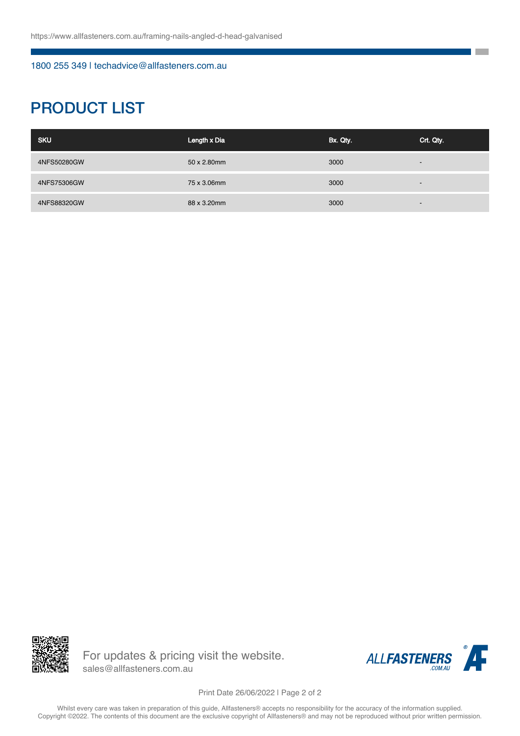# PRODUCT LIST

| SKU | Length x Dia | Bx. Qty. | Crt. Qty. |
|---|---|---|---|
| 4NFS50280GW | 50 x 2.80mm | 3000 | - |
| 4NFS75306GW | 75 x 3.06mm | 3000 | - |
| 4NFS88320GW | 88 x 3.20mm | 3000 | - |

For updates & pricing visit the website.
sales@allfasteners.com.au

Whilst every care was taken in preparation of this guide, Allfasteners® accepts no responsibility for the accuracy of the information supplied.
Copyright ©2022. The contents of this document are the exclusive copyright of Allfasteners® and may not be reproduced without prior written permission.